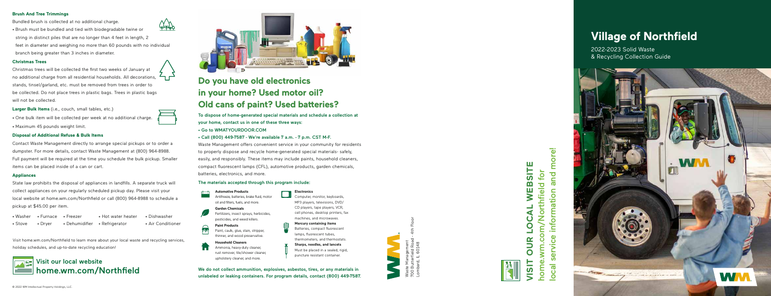### Brush And Tree Trimmings

Bundled brush is collected at no additional charge.

- Brush must be bundled and tied with biodegradable twine or string in distinct piles that are no longer than 4 feet in length, 2 feet in diameter and weighing no more than 60 pounds with no individual branch being greater than 3 inches in diameter.

### Christmas Trees

Christmas trees will be collected the first two weeks of January at no additional charge from all residential households. All decorations, stands, tinsel/garland, etc. must be removed from trees in order to be collected. Do not place trees in plastic bags. Trees in plastic bags will not be collected.

**Larger Bulk Items** (i.e., couch, small tables, etc.)

- One bulk item will be collected per week at no additional charge.
- Maximum 45 pounds weight limit.

### Disposal of Additional Refuse & Bulk Items

Contact Waste Management directly to arrange special pickups or to order a dumpster. For more details, contact Waste Management at (800) 964-8988. Full payment will be required at the time you schedule the bulk pickup. Smaller items can be placed inside of a can or cart.

### Appliances

State law prohibits the disposal of appliances in landfills. A separate truck will collect appliances on your regularly scheduled pickup day. Please visit your local website at home.wm.com/Northfield or call (800) 964-8988 to schedule a pickup at $45.00 per item.

- Washer
- Furnace
- Freezer
- Hot water heater
- Dishwasher
- Stove
- Dryer
- Dehumidifier
- Refrigerator
- Air Conditioner

Visit home.wm.com/Northfield to learn more about your local waste and recycling services, holiday schedules, and up-to-date recycling education!

## Visit our local website home.wm.com/Northfield

© 2022 WM Intellectual Property Holdings, LLC.

## Do you have old electronics in your home? Used motor oil? Old cans of paint? Used batteries?

**To dispose of home-generated special materials and schedule a collection at your home, contact us in one of these three ways:**

- **Go to WMATYOURDOOR.COM**
- **Call (800) 449-7587 - We're available 7 a.m. - 7 p.m. CST M-F.**

Waste Management offers convenient service in your community for residents to properly dispose and recycle home-generated special materials- safely, easily, and responsibly. These items may include paints, household cleaners, compact fluorescent lamps (CFL), automotive products, garden chemicals, batteries, electronics, and more.

**The materials accepted through this program include:**

**Automotive Products**
Antifreeze, batteries, brake fluid, motor oil and filters, fuels, and more.

**Garden Chemicals**
Fertilizers, insect sprays, herbicides, pesticides, and weed killers.

**Paint Products**
Paint, caulk, glue, stain, stripper, thinner, and wood preservative.

**Household Cleaners**
Ammonia, heavy-duty cleaner, rust remover, tile/shower cleaner, upholstery cleaner, and more.

**Electronics**
Computer, monitor, keyboards, MP3 players, televisions, DVD/CD players, tape players, VCR, cell phones, desktop printers, fax machines, and microwaves.

**Mercury containing items**
Batteries, compact fluorescent lamps, fluorescent tubes, thermometers, and thermostats.

**Sharps, needles, and lancets**
Must be placed in a sealed, rigid, puncture resistant container.

**We do not collect ammunition, explosives, asbestos, tires, or any materials in unlabeled or leaking containers. For program details, contact (800) 449-7587.**

Waste Management
700 Butterfield Road - 4th Floor
Lombard, IL 60148

## VISIT OUR LOCAL WEBSITE home.wm.com/Northfield for local service information and more!

# Village of Northfield

2022-2023 Solid Waste & Recycling Collection Guide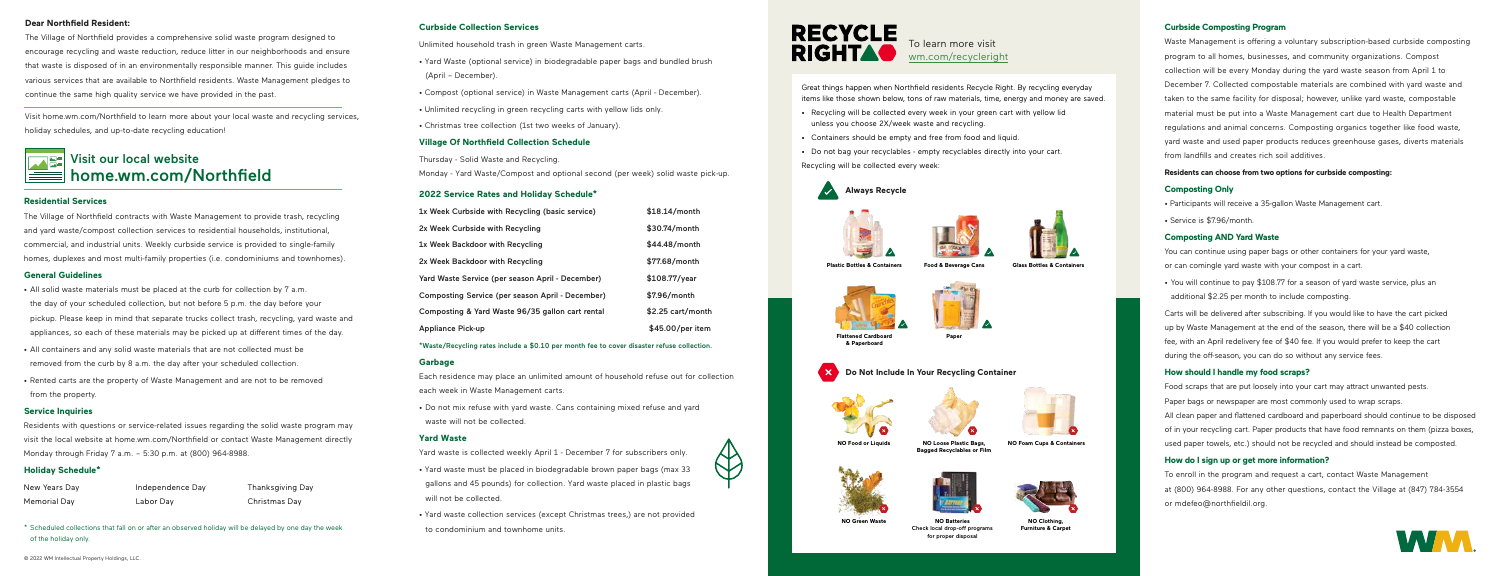## Dear Northfield Resident:

The Village of Northfield provides a comprehensive solid waste program designed to encourage recycling and waste reduction, reduce litter in our neighborhoods and ensure that waste is disposed of in an environmentally responsible manner. This guide includes various services that are available to Northfield residents. Waste Management pledges to continue the same high quality service we have provided in the past.

Visit home.wm.com/Northfield to learn more about your local waste and recycling services, holiday schedules, and up-to-date recycling education!

## Visit our local website home.wm.com/Northfield

### Residential Services

The Village of Northfield contracts with Waste Management to provide trash, recycling and yard waste/compost collection services to residential households, institutional, commercial, and industrial units. Weekly curbside service is provided to single-family homes, duplexes and most multi-family properties (i.e. condominiums and townhomes).

### General Guidelines

- All solid waste materials must be placed at the curb for collection by 7 a.m. the day of your scheduled collection, but not before 5 p.m. the day before your pickup. Please keep in mind that separate trucks collect trash, recycling, yard waste and appliances, so each of these materials may be picked up at different times of the day.
- All containers and any solid waste materials that are not collected must be removed from the curb by 8 a.m. the day after your scheduled collection.
- Rented carts are the property of Waste Management and are not to be removed from the property.

### Service Inquiries

Residents with questions or service-related issues regarding the solid waste program may visit the local website at home.wm.com/Northfield or contact Waste Management directly Monday through Friday 7 a.m. – 5:30 p.m. at (800) 964-8988.

### Holiday Schedule*

| | | |
|---|---|---|
| New Years Day | Independence Day | Thanksgiving Day |
| Memorial Day | Labor Day | Christmas Day |

\* Scheduled collections that fall on or after an observed holiday will be delayed by one day the week of the holiday only.

© 2022 WM Intellectual Property Holdings, LLC.

### Curbside Collection Services

Unlimited household trash in green Waste Management carts.

- Yard Waste (optional service) in biodegradable paper bags and bundled brush (April – December).
- Compost (optional service) in Waste Management carts (April - December).
- Unlimited recycling in green recycling carts with yellow lids only.
- Christmas tree collection (1st two weeks of January).

### Village Of Northfield Collection Schedule

Thursday - Solid Waste and Recycling.

Monday - Yard Waste/Compost and optional second (per week) solid waste pick-up.

### 2022 Service Rates and Holiday Schedule*

| | |
|---|---|
| 1x Week Curbside with Recycling (basic service) | $18.14/month |
| 2x Week Curbside with Recycling | $30.74/month |
| 1x Week Backdoor with Recycling | $44.48/month |
| 2x Week Backdoor with Recycling | $77.68/month |
| Yard Waste Service (per season April - December) | $108.77/year |
| Composting Service (per season April - December) | $7.96/month |
| Composting & Yard Waste 96/35 gallon cart rental | $2.25 cart/month |
| Appliance Pick-up | $45.00/per item |

*Waste/Recycling rates include a $0.10 per month fee to cover disaster refuse collection.

### Garbage

Each residence may place an unlimited amount of household refuse out for collection each week in Waste Management carts.

- Do not mix refuse with yard waste. Cans containing mixed refuse and yard waste will not be collected.

### Yard Waste

Yard waste is collected weekly April 1 - December 7 for subscribers only.

- Yard waste must be placed in biodegradable brown paper bags (max 33 gallons and 45 pounds) for collection. Yard waste placed in plastic bags will not be collected.
- Yard waste collection services (except Christmas trees,) are not provided to condominium and townhome units.

## RECYCLE RIGHT

To learn more visit wm.com/recycleright

Great things happen when Northfield residents Recycle Right. By recycling everyday items like those shown below, tons of raw materials, time, energy and money are saved.

- Recycling will be collected every week in your green cart with yellow lid unless you choose 2X/week waste and recycling.
- Containers should be empty and free from food and liquid.
- Do not bag your recyclables - empty recyclables directly into your cart.

Recycling will be collected every week:

### Always Recycle

Plastic Bottles & Containers

Food & Beverage Cans

Glass Bottles & Containers

Flattened Cardboard & Paperboard

Paper

### Do Not Include In Your Recycling Container

NO Food or Liquids

NO Loose Plastic Bags, Bagged Recyclables or Film

NO Foam Cups & Containers

NO Green Waste

NO Batteries Check local drop-off programs for proper disposal

NO Clothing, Furniture & Carpet

### Curbside Composting Program

Waste Management is offering a voluntary subscription-based curbside composting program to all homes, businesses, and community organizations. Compost collection will be every Monday during the yard waste season from April 1 to December 7. Collected compostable materials are combined with yard waste and taken to the same facility for disposal; however, unlike yard waste, compostable material must be put into a Waste Management cart due to Health Department regulations and animal concerns. Composting organics together like food waste, yard waste and used paper products reduces greenhouse gases, diverts materials from landfills and creates rich soil additives.

**Residents can choose from two options for curbside composting:**

### Composting Only

- Participants will receive a 35-gallon Waste Management cart.
- Service is $7.96/month.

### Composting AND Yard Waste

You can continue using paper bags or other containers for your yard waste, or can comingle yard waste with your compost in a cart.

- You will continue to pay $108.77 for a season of yard waste service, plus an additional $2.25 per month to include composting.

Carts will be delivered after subscribing. If you would like to have the cart picked up by Waste Management at the end of the season, there will be a $40 collection fee, with an April redelivery fee of $40 fee. If you would prefer to keep the cart during the off-season, you can do so without any service fees.

### How should I handle my food scraps?

Food scraps that are put loosely into your cart may attract unwanted pests. Paper bags or newspaper are most commonly used to wrap scraps.

All clean paper and flattened cardboard and paperboard should continue to be disposed of in your recycling cart. Paper products that have food remnants on them (pizza boxes, used paper towels, etc.) should not be recycled and should instead be composted.

### How do I sign up or get more information?

To enroll in the program and request a cart, contact Waste Management at (800) 964-8988. For any other questions, contact the Village at (847) 784-3554 or mdefeo@northfieldil.org.